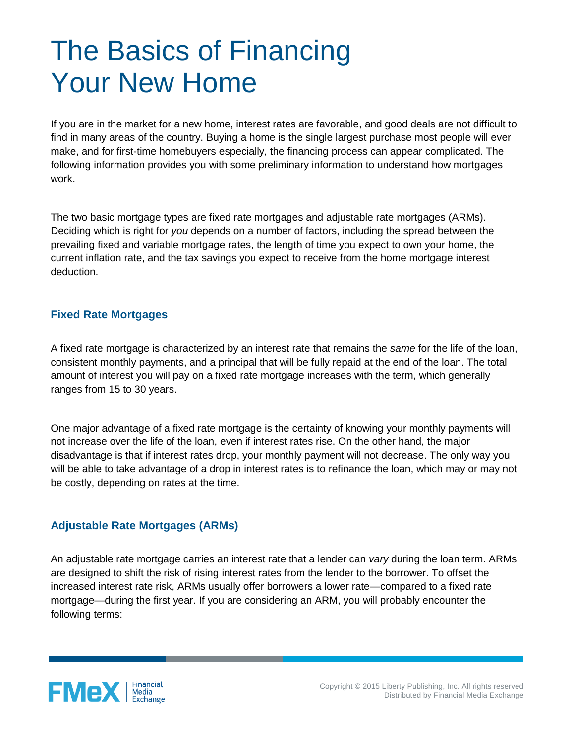# The Basics of Financing Your New Home

If you are in the market for a new home, interest rates are favorable, and good deals are not difficult to find in many areas of the country. Buying a home is the single largest purchase most people will ever make, and for first-time homebuyers especially, the financing process can appear complicated. The following information provides you with some preliminary information to understand how mortgages work.

The two basic mortgage types are fixed rate mortgages and adjustable rate mortgages (ARMs). Deciding which is right for *you* depends on a number of factors, including the spread between the prevailing fixed and variable mortgage rates, the length of time you expect to own your home, the current inflation rate, and the tax savings you expect to receive from the home mortgage interest deduction.

## Fixed Rate Mortgages

A fixed rate mortgage is characterized by an interest rate that remains the *same* for the life of the loan, consistent monthly payments, and a principal that will be fully repaid at the end of the loan. The total amount of interest you will pay on a fixed rate mortgage increases with the term, which generally ranges from 15 to 30 years.

One major advantage of a fixed rate mortgage is the certainty of knowing your monthly payments will not increase over the life of the loan, even if interest rates rise. On the other hand, the major disadvantage is that if interest rates drop, your monthly payment will not decrease. The only way you will be able to take advantage of a drop in interest rates is to refinance the loan, which may or may not be costly, depending on rates at the time.

## Adjustable Rate Mortgages (ARMs)

An adjustable rate mortgage carries an interest rate that a lender can *vary* during the loan term. ARMs are designed to shift the risk of rising interest rates from the lender to the borrower. To offset the increased interest rate risk, ARMs usually offer borrowers a lower rate—compared to a fixed rate mortgage—during the first year. If you are considering an ARM, you will probably encounter the following terms:

Copyright © 2015 Liberty Publishing, Inc. All rights reserved
Distributed by Financial Media Exchange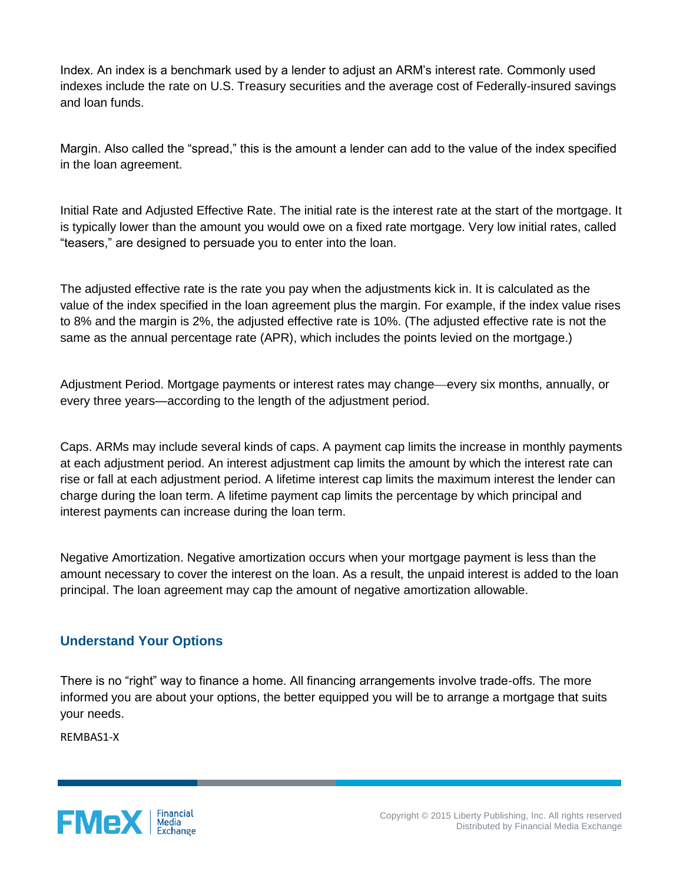Index. An index is a benchmark used by a lender to adjust an ARM's interest rate. Commonly used indexes include the rate on U.S. Treasury securities and the average cost of Federally-insured savings and loan funds.

Margin. Also called the "spread," this is the amount a lender can add to the value of the index specified in the loan agreement.

Initial Rate and Adjusted Effective Rate. The initial rate is the interest rate at the start of the mortgage. It is typically lower than the amount you would owe on a fixed rate mortgage. Very low initial rates, called "teasers," are designed to persuade you to enter into the loan.

The adjusted effective rate is the rate you pay when the adjustments kick in. It is calculated as the value of the index specified in the loan agreement plus the margin. For example, if the index value rises to 8% and the margin is 2%, the adjusted effective rate is 10%. (The adjusted effective rate is not the same as the annual percentage rate (APR), which includes the points levied on the mortgage.)

Adjustment Period. Mortgage payments or interest rates may change—every six months, annually, or every three years—according to the length of the adjustment period.

Caps. ARMs may include several kinds of caps. A payment cap limits the increase in monthly payments at each adjustment period. An interest adjustment cap limits the amount by which the interest rate can rise or fall at each adjustment period. A lifetime interest cap limits the maximum interest the lender can charge during the loan term. A lifetime payment cap limits the percentage by which principal and interest payments can increase during the loan term.

Negative Amortization. Negative amortization occurs when your mortgage payment is less than the amount necessary to cover the interest on the loan. As a result, the unpaid interest is added to the loan principal. The loan agreement may cap the amount of negative amortization allowable.

## Understand Your Options

There is no "right" way to finance a home. All financing arrangements involve trade-offs. The more informed you are about your options, the better equipped you will be to arrange a mortgage that suits your needs.

REMBAS1-X

Copyright © 2015 Liberty Publishing, Inc. All rights reserved
Distributed by Financial Media Exchange